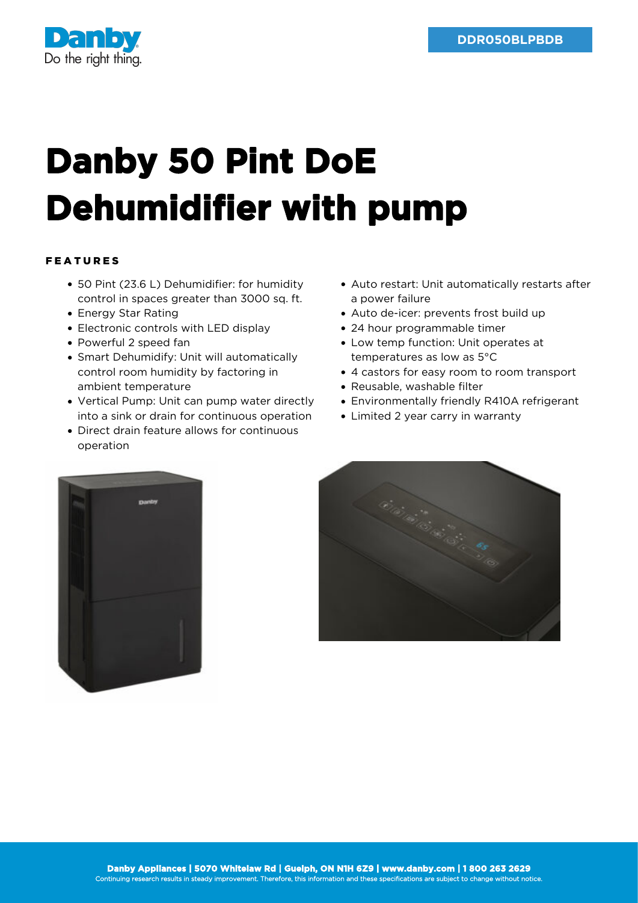DDR050BLPBDB

# Danby 50 Pint DoE Dehumidifier with pump

## FEATURES

- 50 Pint (23.6 L) Dehumidifier: for humidity control in spaces greater than 3000 sq. ft.
- Energy Star Rating
- Electronic controls with LED display
- Powerful 2 speed fan
- Smart Dehumidify: Unit will automatically control room humidity by factoring in ambient temperature
- Vertical Pump: Unit can pump water directly into a sink or drain for continuous operation
- Direct drain feature allows for continuous operation
- Auto restart: Unit automatically restarts after a power failure
- Auto de-icer: prevents frost build up
- 24 hour programmable timer
- Low temp function: Unit operates at temperatures as low as 5°C
- 4 castors for easy room to room transport
- Reusable, washable filter
- Environmentally friendly R410A refrigerant
- Limited 2 year carry in warranty

**Danby Appliances | 5070 Whitelaw Rd | Guelph, ON N1H 6Z9 | www.danby.com | 1 800 263 2629**
Continuing research results in steady improvement. Therefore, this information and these specifications are subject to change without notice.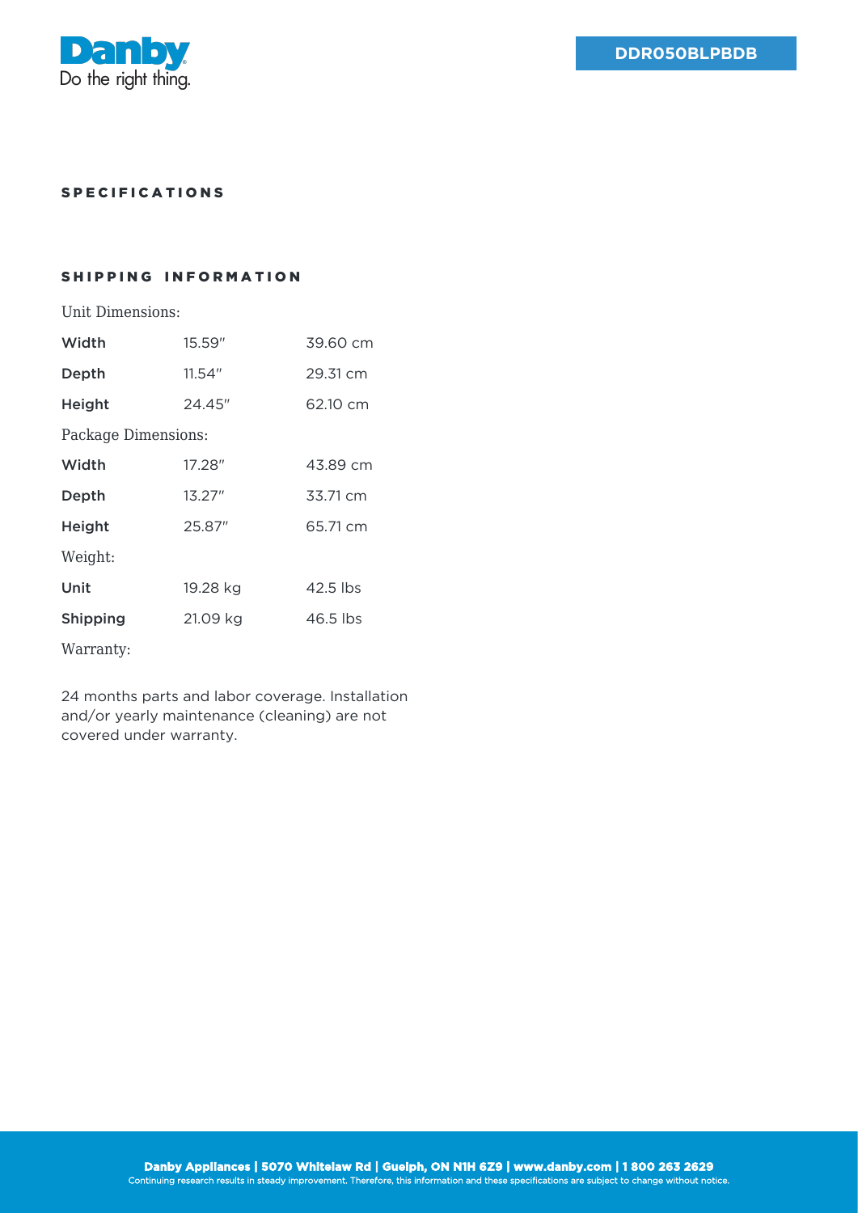DDR050BLPBDB

## SPECIFICATIONS

### SHIPPING INFORMATION

Unit Dimensions:

| | | |
|---|---|---|
| **Width** | 15.59″ | 39.60 cm |
| **Depth** | 11.54″ | 29.31 cm |
| **Height** | 24.45″ | 62.10 cm |

Package Dimensions:

| | | |
|---|---|---|
| **Width** | 17.28″ | 43.89 cm |
| **Depth** | 13.27″ | 33.71 cm |
| **Height** | 25.87″ | 65.71 cm |

Weight:

| | | |
|---|---|---|
| **Unit** | 19.28 kg | 42.5 lbs |
| **Shipping** | 21.09 kg | 46.5 lbs |

Warranty:

24 months parts and labor coverage. Installation and/or yearly maintenance (cleaning) are not covered under warranty.

**Danby Appliances | 5070 Whitelaw Rd | Guelph, ON N1H 6Z9 | www.danby.com | 1 800 263 2629**
Continuing research results in steady improvement. Therefore, this information and these specifications are subject to change without notice.